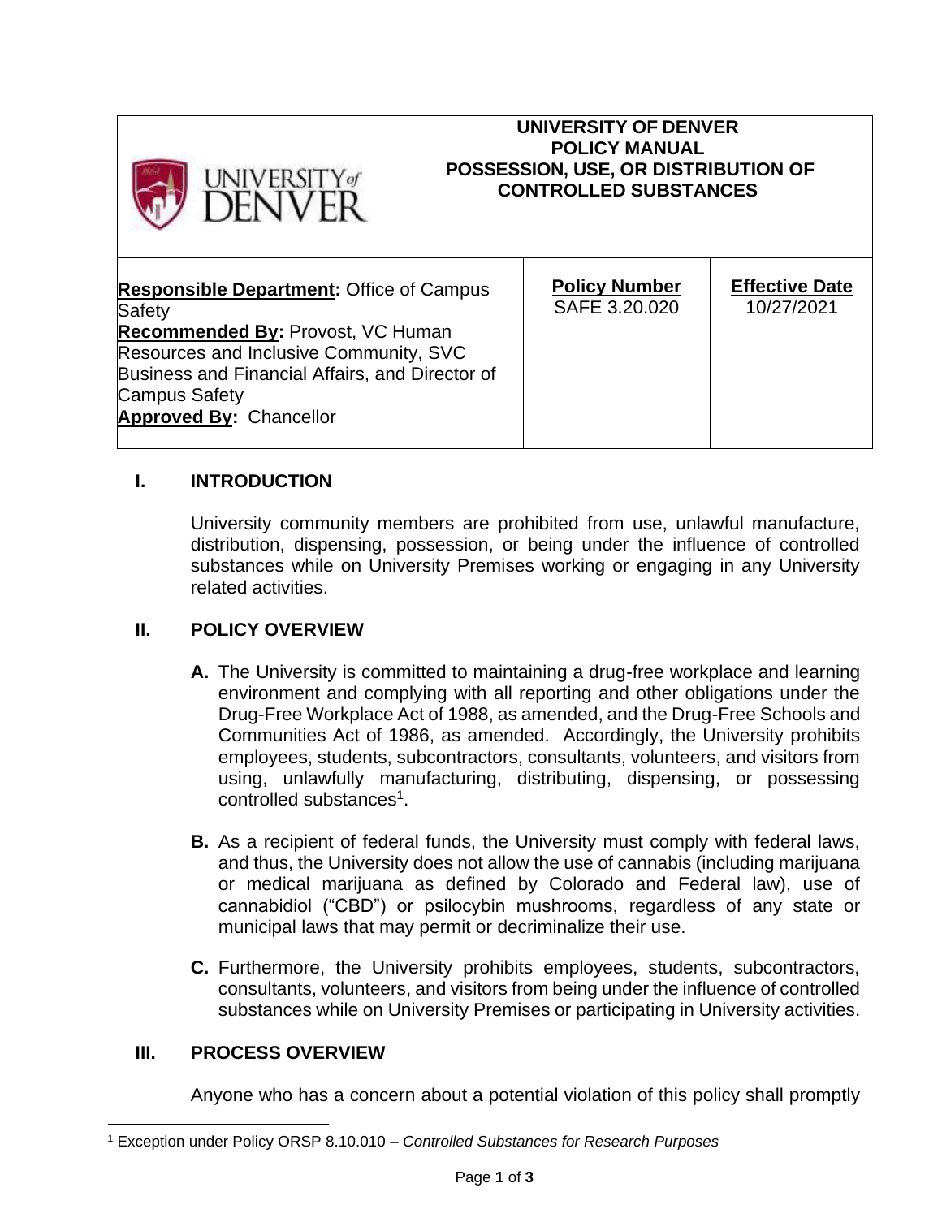| UNIVERSITY of DENVER | UNIVERSITY OF DENVER<br>POLICY MANUAL<br>POSSESSION, USE, OR DISTRIBUTION OF CONTROLLED SUBSTANCES | |
|---|---|---|
| **Responsible Department:** Office of Campus Safety<br>**Recommended By:** Provost, VC Human Resources and Inclusive Community, SVC Business and Financial Affairs, and Director of Campus Safety<br>**Approved By:** Chancellor | **Policy Number**<br>SAFE 3.20.020 | **Effective Date**<br>10/27/2021 |

## I. INTRODUCTION

University community members are prohibited from use, unlawful manufacture, distribution, dispensing, possession, or being under the influence of controlled substances while on University Premises working or engaging in any University related activities.

## II. POLICY OVERVIEW

**A.** The University is committed to maintaining a drug-free workplace and learning environment and complying with all reporting and other obligations under the Drug-Free Workplace Act of 1988, as amended, and the Drug-Free Schools and Communities Act of 1986, as amended. Accordingly, the University prohibits employees, students, subcontractors, consultants, volunteers, and visitors from using, unlawfully manufacturing, distributing, dispensing, or possessing controlled substances[1].

**B.** As a recipient of federal funds, the University must comply with federal laws, and thus, the University does not allow the use of cannabis (including marijuana or medical marijuana as defined by Colorado and Federal law), use of cannabidiol ("CBD") or psilocybin mushrooms, regardless of any state or municipal laws that may permit or decriminalize their use.

**C.** Furthermore, the University prohibits employees, students, subcontractors, consultants, volunteers, and visitors from being under the influence of controlled substances while on University Premises or participating in University activities.

## III. PROCESS OVERVIEW

Anyone who has a concern about a potential violation of this policy shall promptly

[1] Exception under Policy ORSP 8.10.010 – *Controlled Substances for Research Purposes*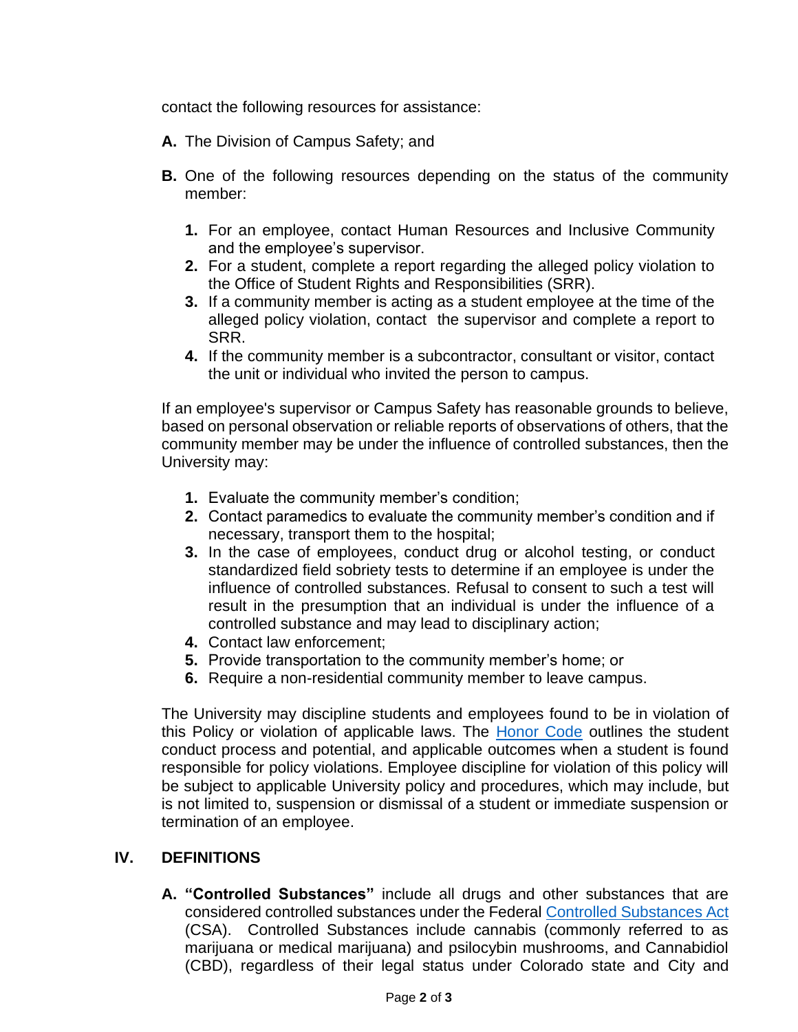contact the following resources for assistance:

**A.** The Division of Campus Safety; and

**B.** One of the following resources depending on the status of the community member:

   **1.** For an employee, contact Human Resources and Inclusive Community and the employee's supervisor.
   **2.** For a student, complete a report regarding the alleged policy violation to the Office of Student Rights and Responsibilities (SRR).
   **3.** If a community member is acting as a student employee at the time of the alleged policy violation, contact the supervisor and complete a report to SRR.
   **4.** If the community member is a subcontractor, consultant or visitor, contact the unit or individual who invited the person to campus.

If an employee's supervisor or Campus Safety has reasonable grounds to believe, based on personal observation or reliable reports of observations of others, that the community member may be under the influence of controlled substances, then the University may:

   **1.** Evaluate the community member's condition;
   **2.** Contact paramedics to evaluate the community member's condition and if necessary, transport them to the hospital;
   **3.** In the case of employees, conduct drug or alcohol testing, or conduct standardized field sobriety tests to determine if an employee is under the influence of controlled substances. Refusal to consent to such a test will result in the presumption that an individual is under the influence of a controlled substance and may lead to disciplinary action;
   **4.** Contact law enforcement;
   **5.** Provide transportation to the community member's home; or
   **6.** Require a non-residential community member to leave campus.

The University may discipline students and employees found to be in violation of this Policy or violation of applicable laws. The Honor Code outlines the student conduct process and potential, and applicable outcomes when a student is found responsible for policy violations. Employee discipline for violation of this policy will be subject to applicable University policy and procedures, which may include, but is not limited to, suspension or dismissal of a student or immediate suspension or termination of an employee.

## IV. DEFINITIONS

**A. "Controlled Substances"** include all drugs and other substances that are considered controlled substances under the Federal Controlled Substances Act (CSA). Controlled Substances include cannabis (commonly referred to as marijuana or medical marijuana) and psilocybin mushrooms, and Cannabidiol (CBD), regardless of their legal status under Colorado state and City and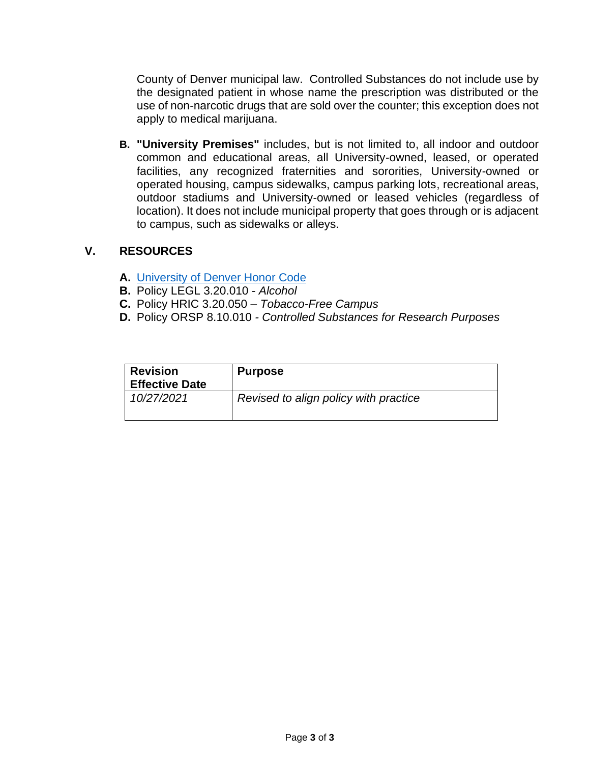County of Denver municipal law. Controlled Substances do not include use by the designated patient in whose name the prescription was distributed or the use of non-narcotic drugs that are sold over the counter; this exception does not apply to medical marijuana.

**B.** **"University Premises"** includes, but is not limited to, all indoor and outdoor common and educational areas, all University-owned, leased, or operated facilities, any recognized fraternities and sororities, University-owned or operated housing, campus sidewalks, campus parking lots, recreational areas, outdoor stadiums and University-owned or leased vehicles (regardless of location). It does not include municipal property that goes through or is adjacent to campus, such as sidewalks or alleys.

## V. RESOURCES

**A.** University of Denver Honor Code
**B.** Policy LEGL 3.20.010 - *Alcohol*
**C.** Policy HRIC 3.20.050 – *Tobacco-Free Campus*
**D.** Policy ORSP 8.10.010 - *Controlled Substances for Research Purposes*

| Revision Effective Date | Purpose |
|---|---|
| *10/27/2021* | *Revised to align policy with practice* |